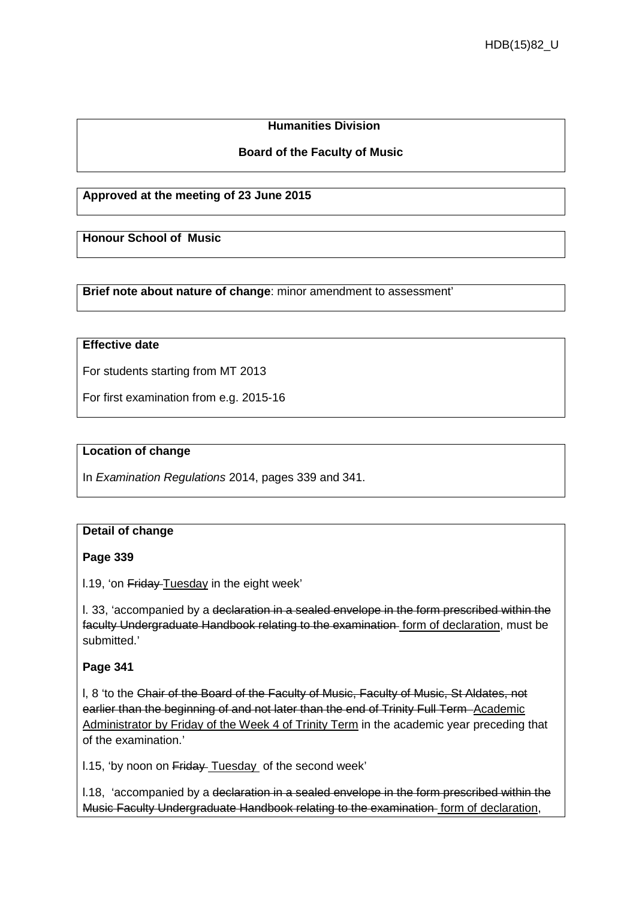**Humanities Division**

**Board of the Faculty of Music**

**Approved at the meeting of 23 June 2015**

**Honour School of Music**

**Brief note about nature of change**: minor amendment to assessment'

**Effective date**

For students starting from MT 2013

For first examination from e.g. 2015-16

**Location of change**

In *Examination Regulations* 2014, pages 339 and 341.

**Detail of change**

**Page 339**

l.19, 'on ~~Friday~~ <u>Tuesday</u> in the eight week'

l. 33, 'accompanied by a ~~declaration in a sealed envelope in the form prescribed within the faculty Undergraduate Handbook relating to the examination~~ <u>form of declaration</u>, must be submitted.'

**Page 341**

l, 8 'to the ~~Chair of the Board of the Faculty of Music, Faculty of Music, St Aldates, not earlier than the beginning of and not later than the end of Trinity Full Term~~ <u>Academic Administrator by Friday of the Week 4 of Trinity Term</u> in the academic year preceding that of the examination.'

l.15, 'by noon on ~~Friday~~ <u>Tuesday</u> of the second week'

l.18, 'accompanied by a ~~declaration in a sealed envelope in the form prescribed within the Music Faculty Undergraduate Handbook relating to the examination~~ <u>form of declaration</u>,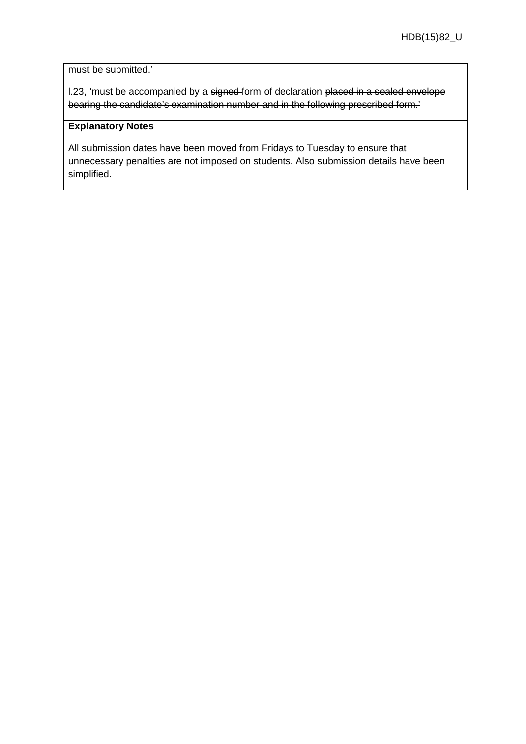must be submitted.'

l.23, 'must be accompanied by a ~~signed~~ form of declaration ~~placed in a sealed envelope bearing the candidate's examination number and in the following prescribed form.~~'

**Explanatory Notes**

All submission dates have been moved from Fridays to Tuesday to ensure that unnecessary penalties are not imposed on students. Also submission details have been simplified.